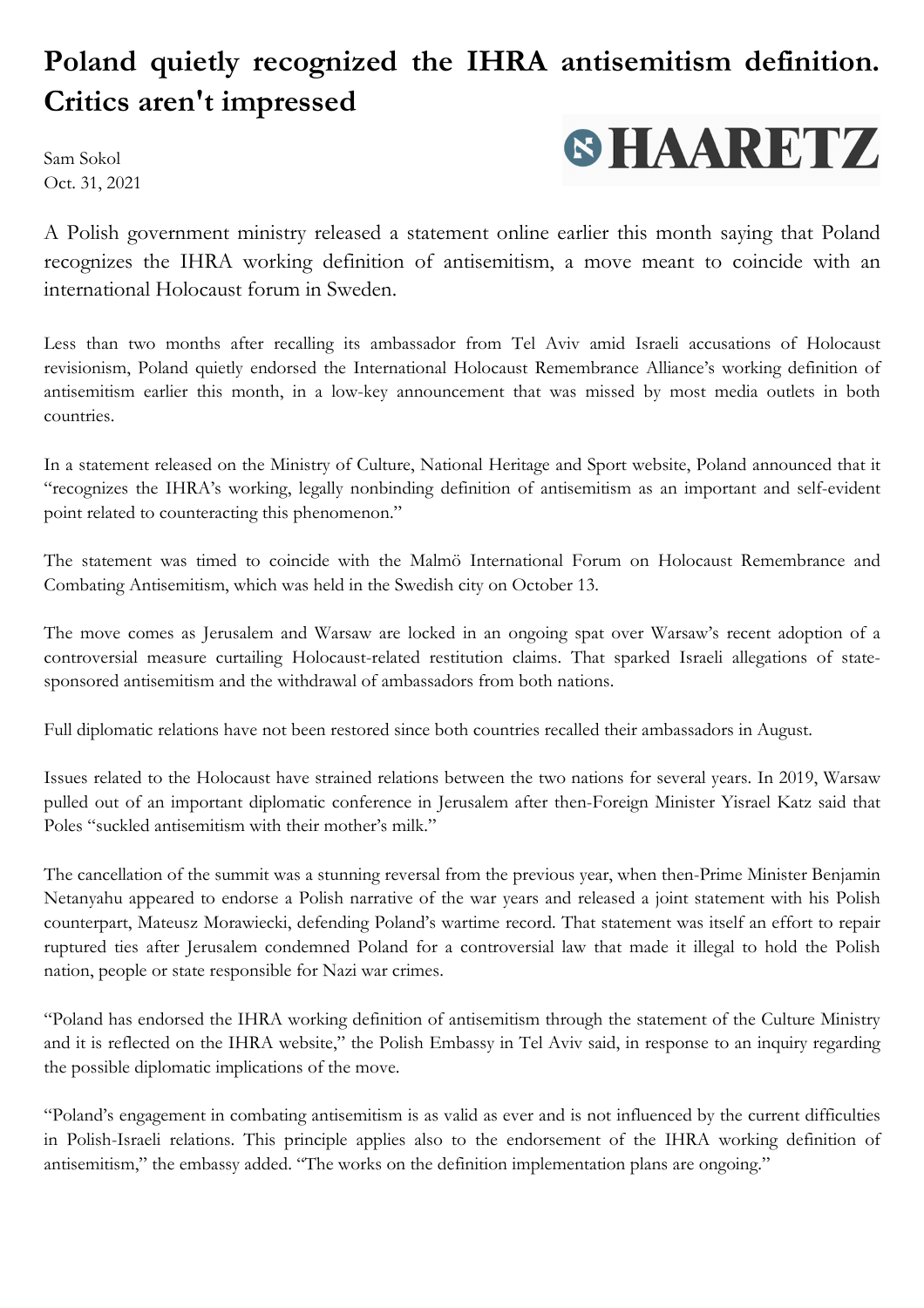# Poland quietly recognized the IHRA antisemitism definition. Critics aren't impressed

Sam Sokol
Oct. 31, 2021

HAARETZ

A Polish government ministry released a statement online earlier this month saying that Poland recognizes the IHRA working definition of antisemitism, a move meant to coincide with an international Holocaust forum in Sweden.

Less than two months after recalling its ambassador from Tel Aviv amid Israeli accusations of Holocaust revisionism, Poland quietly endorsed the International Holocaust Remembrance Alliance's working definition of antisemitism earlier this month, in a low-key announcement that was missed by most media outlets in both countries.

In a statement released on the Ministry of Culture, National Heritage and Sport website, Poland announced that it "recognizes the IHRA's working, legally nonbinding definition of antisemitism as an important and self-evident point related to counteracting this phenomenon."

The statement was timed to coincide with the Malmö International Forum on Holocaust Remembrance and Combating Antisemitism, which was held in the Swedish city on October 13.

The move comes as Jerusalem and Warsaw are locked in an ongoing spat over Warsaw's recent adoption of a controversial measure curtailing Holocaust-related restitution claims. That sparked Israeli allegations of state-sponsored antisemitism and the withdrawal of ambassadors from both nations.

Full diplomatic relations have not been restored since both countries recalled their ambassadors in August.

Issues related to the Holocaust have strained relations between the two nations for several years. In 2019, Warsaw pulled out of an important diplomatic conference in Jerusalem after then-Foreign Minister Yisrael Katz said that Poles "suckled antisemitism with their mother's milk."

The cancellation of the summit was a stunning reversal from the previous year, when then-Prime Minister Benjamin Netanyahu appeared to endorse a Polish narrative of the war years and released a joint statement with his Polish counterpart, Mateusz Morawiecki, defending Poland's wartime record. That statement was itself an effort to repair ruptured ties after Jerusalem condemned Poland for a controversial law that made it illegal to hold the Polish nation, people or state responsible for Nazi war crimes.

"Poland has endorsed the IHRA working definition of antisemitism through the statement of the Culture Ministry and it is reflected on the IHRA website," the Polish Embassy in Tel Aviv said, in response to an inquiry regarding the possible diplomatic implications of the move.

"Poland's engagement in combating antisemitism is as valid as ever and is not influenced by the current difficulties in Polish-Israeli relations. This principle applies also to the endorsement of the IHRA working definition of antisemitism," the embassy added. "The works on the definition implementation plans are ongoing."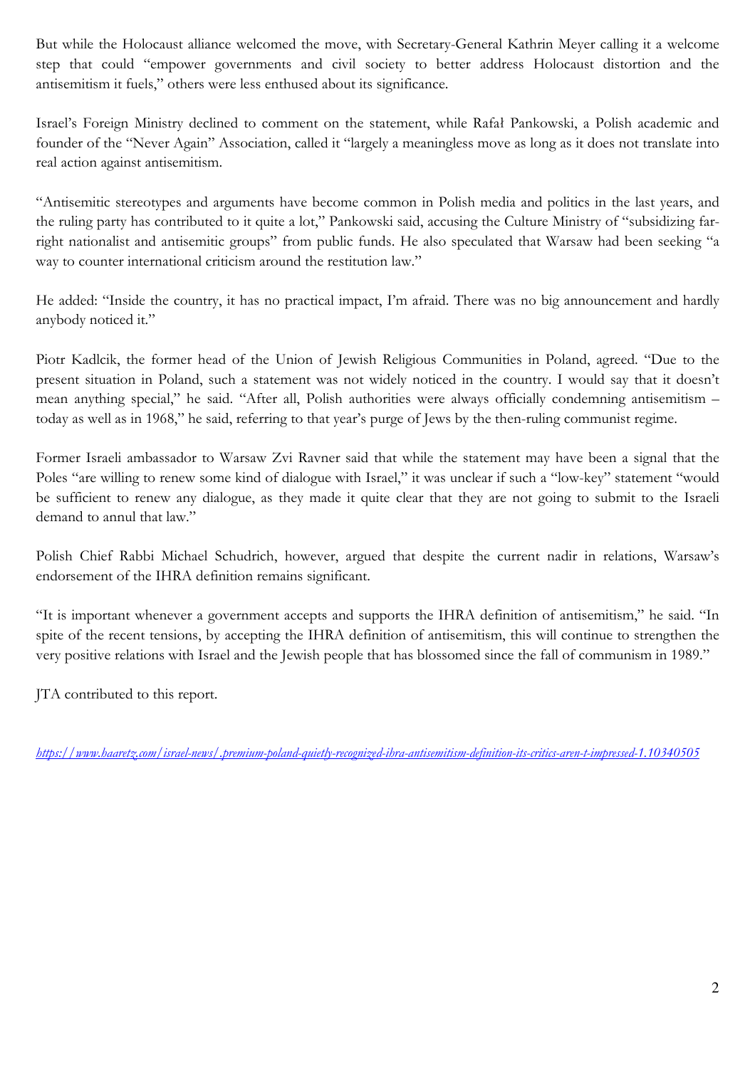But while the Holocaust alliance welcomed the move, with Secretary-General Kathrin Meyer calling it a welcome step that could "empower governments and civil society to better address Holocaust distortion and the antisemitism it fuels," others were less enthused about its significance.

Israel's Foreign Ministry declined to comment on the statement, while Rafał Pankowski, a Polish academic and founder of the "Never Again" Association, called it "largely a meaningless move as long as it does not translate into real action against antisemitism.

"Antisemitic stereotypes and arguments have become common in Polish media and politics in the last years, and the ruling party has contributed to it quite a lot," Pankowski said, accusing the Culture Ministry of "subsidizing far-right nationalist and antisemitic groups" from public funds. He also speculated that Warsaw had been seeking "a way to counter international criticism around the restitution law."

He added: "Inside the country, it has no practical impact, I'm afraid. There was no big announcement and hardly anybody noticed it."

Piotr Kadlcik, the former head of the Union of Jewish Religious Communities in Poland, agreed. "Due to the present situation in Poland, such a statement was not widely noticed in the country. I would say that it doesn't mean anything special," he said. "After all, Polish authorities were always officially condemning antisemitism – today as well as in 1968," he said, referring to that year's purge of Jews by the then-ruling communist regime.

Former Israeli ambassador to Warsaw Zvi Ravner said that while the statement may have been a signal that the Poles "are willing to renew some kind of dialogue with Israel," it was unclear if such a "low-key" statement "would be sufficient to renew any dialogue, as they made it quite clear that they are not going to submit to the Israeli demand to annul that law."

Polish Chief Rabbi Michael Schudrich, however, argued that despite the current nadir in relations, Warsaw's endorsement of the IHRA definition remains significant.

"It is important whenever a government accepts and supports the IHRA definition of antisemitism," he said. "In spite of the recent tensions, by accepting the IHRA definition of antisemitism, this will continue to strengthen the very positive relations with Israel and the Jewish people that has blossomed since the fall of communism in 1989."

JTA contributed to this report.

*https://www.haaretz.com/israel-news/.premium-poland-quietly-recognized-ihra-antisemitism-definition-its-critics-aren-t-impressed-1.10340505*